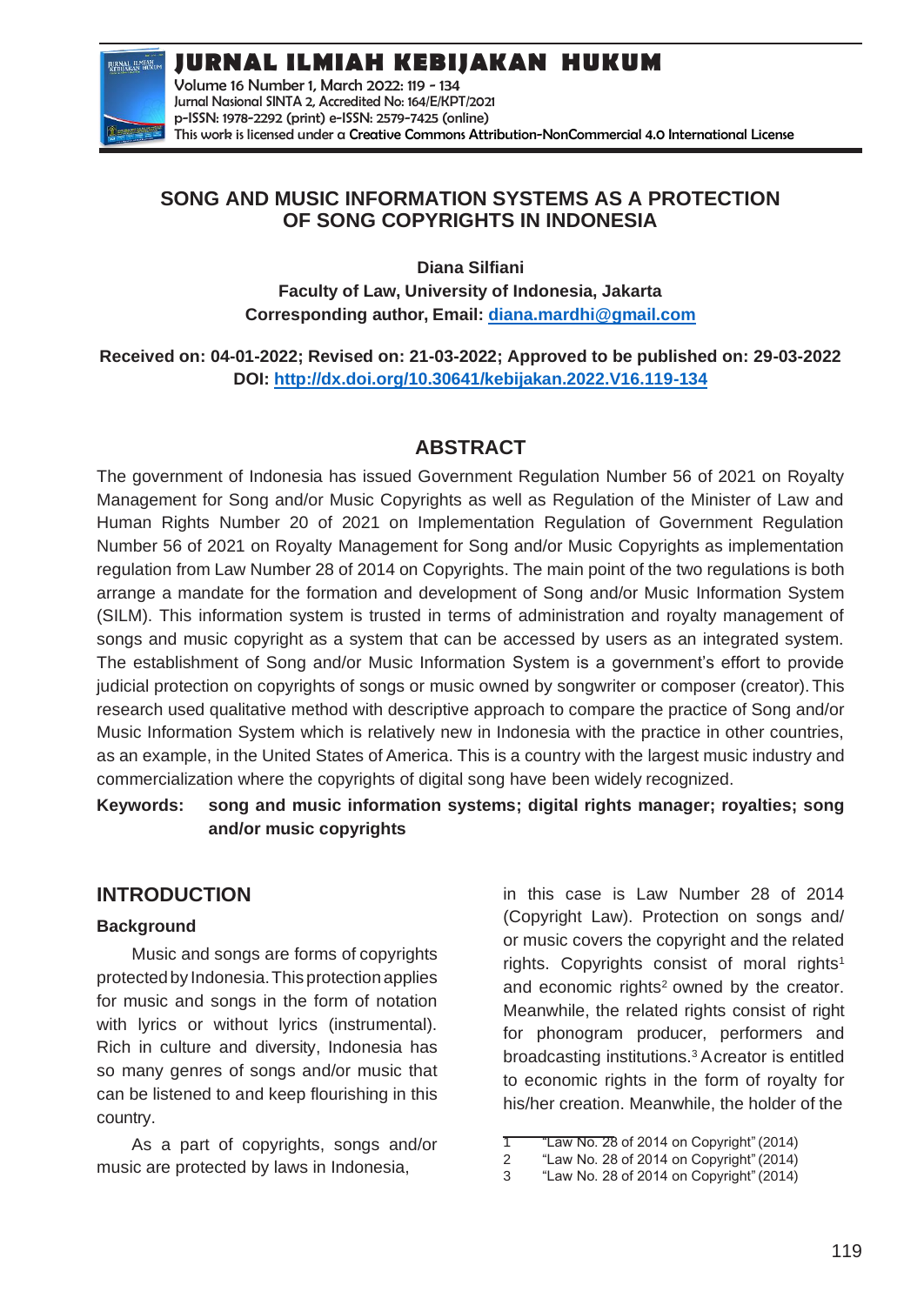# SONG AND MUSIC INFORMATION SYSTEMS AS A PROTECTION OF SONG COPYRIGHTS IN INDONESIA

**Diana Silfiani**

**Faculty of Law, University of Indonesia, Jakarta**

**Corresponding author, Email: diana.mardhi@gmail.com**

**Received on: 04-01-2022; Revised on: 21-03-2022; Approved to be published on: 29-03-2022**

**DOI: http://dx.doi.org/10.30641/kebijakan.2022.V16.119-134**

## ABSTRACT

The government of Indonesia has issued Government Regulation Number 56 of 2021 on Royalty Management for Song and/or Music Copyrights as well as Regulation of the Minister of Law and Human Rights Number 20 of 2021 on Implementation Regulation of Government Regulation Number 56 of 2021 on Royalty Management for Song and/or Music Copyrights as implementation regulation from Law Number 28 of 2014 on Copyrights. The main point of the two regulations is both arrange a mandate for the formation and development of Song and/or Music Information System (SILM). This information system is trusted in terms of administration and royalty management of songs and music copyright as a system that can be accessed by users as an integrated system. The establishment of Song and/or Music Information System is a government's effort to provide judicial protection on copyrights of songs or music owned by songwriter or composer (creator). This research used qualitative method with descriptive approach to compare the practice of Song and/or Music Information System which is relatively new in Indonesia with the practice in other countries, as an example, in the United States of America. This is a country with the largest music industry and commercialization where the copyrights of digital song have been widely recognized.

**Keywords: song and music information systems; digital rights manager; royalties; song and/or music copyrights**

## INTRODUCTION

### Background

Music and songs are forms of copyrights protected by Indonesia. This protection applies for music and songs in the form of notation with lyrics or without lyrics (instrumental). Rich in culture and diversity, Indonesia has so many genres of songs and/or music that can be listened to and keep flourishing in this country.

As a part of copyrights, songs and/or music are protected by laws in Indonesia, in this case is Law Number 28 of 2014 (Copyright Law). Protection on songs and/or music covers the copyright and the related rights. Copyrights consist of moral rights[1] and economic rights[2] owned by the creator. Meanwhile, the related rights consist of right for phonogram producer, performers and broadcasting institutions.[3] A creator is entitled to economic rights in the form of royalty for his/her creation. Meanwhile, the holder of the

1 "Law No. 28 of 2014 on Copyright" (2014)
2 "Law No. 28 of 2014 on Copyright" (2014)
3 "Law No. 28 of 2014 on Copyright" (2014)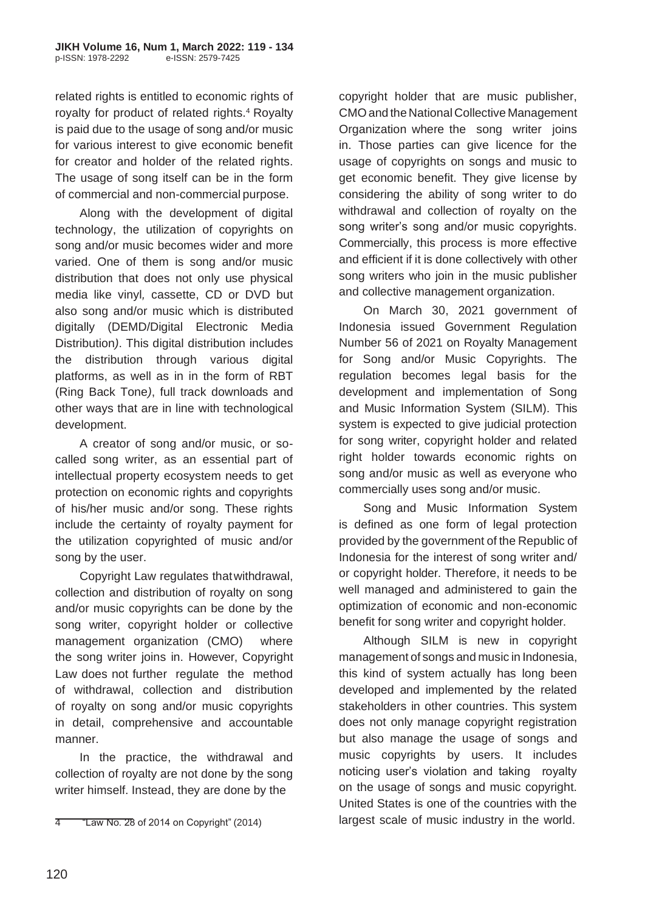related rights is entitled to economic rights of royalty for product of related rights.[4] Royalty is paid due to the usage of song and/or music for various interest to give economic benefit for creator and holder of the related rights. The usage of song itself can be in the form of commercial and non-commercial purpose.

Along with the development of digital technology, the utilization of copyrights on song and/or music becomes wider and more varied. One of them is song and/or music distribution that does not only use physical media like vinyl*,* cassette, CD or DVD but also song and/or music which is distributed digitally (DEMD/Digital Electronic Media Distribution*)*. This digital distribution includes the distribution through various digital platforms, as well as in in the form of RBT (Ring Back Tone*)*, full track downloads and other ways that are in line with technological development.

A creator of song and/or music, or so-called song writer, as an essential part of intellectual property ecosystem needs to get protection on economic rights and copyrights of his/her music and/or song. These rights include the certainty of royalty payment for the utilization copyrighted of music and/or song by the user.

Copyright Law regulates that withdrawal, collection and distribution of royalty on song and/or music copyrights can be done by the song writer, copyright holder or collective management organization (CMO) where the song writer joins in. However, Copyright Law does not further regulate the method of withdrawal, collection and distribution of royalty on song and/or music copyrights in detail, comprehensive and accountable manner.

In the practice, the withdrawal and collection of royalty are not done by the song writer himself. Instead, they are done by the copyright holder that are music publisher, CMO and the National Collective Management Organization where the song writer joins in. Those parties can give licence for the usage of copyrights on songs and music to get economic benefit. They give license by considering the ability of song writer to do withdrawal and collection of royalty on the song writer's song and/or music copyrights. Commercially, this process is more effective and efficient if it is done collectively with other song writers who join in the music publisher and collective management organization.

On March 30, 2021 government of Indonesia issued Government Regulation Number 56 of 2021 on Royalty Management for Song and/or Music Copyrights. The regulation becomes legal basis for the development and implementation of Song and Music Information System (SILM). This system is expected to give judicial protection for song writer, copyright holder and related right holder towards economic rights on song and/or music as well as everyone who commercially uses song and/or music.

Song and Music Information System is defined as one form of legal protection provided by the government of the Republic of Indonesia for the interest of song writer and/or copyright holder. Therefore, it needs to be well managed and administered to gain the optimization of economic and non-economic benefit for song writer and copyright holder.

Although SILM is new in copyright management of songs and music in Indonesia, this kind of system actually has long been developed and implemented by the related stakeholders in other countries. This system does not only manage copyright registration but also manage the usage of songs and music copyrights by users. It includes noticing user's violation and taking royalty on the usage of songs and music copyright. United States is one of the countries with the largest scale of music industry in the world.

---

4 "Law No. 28 of 2014 on Copyright" (2014)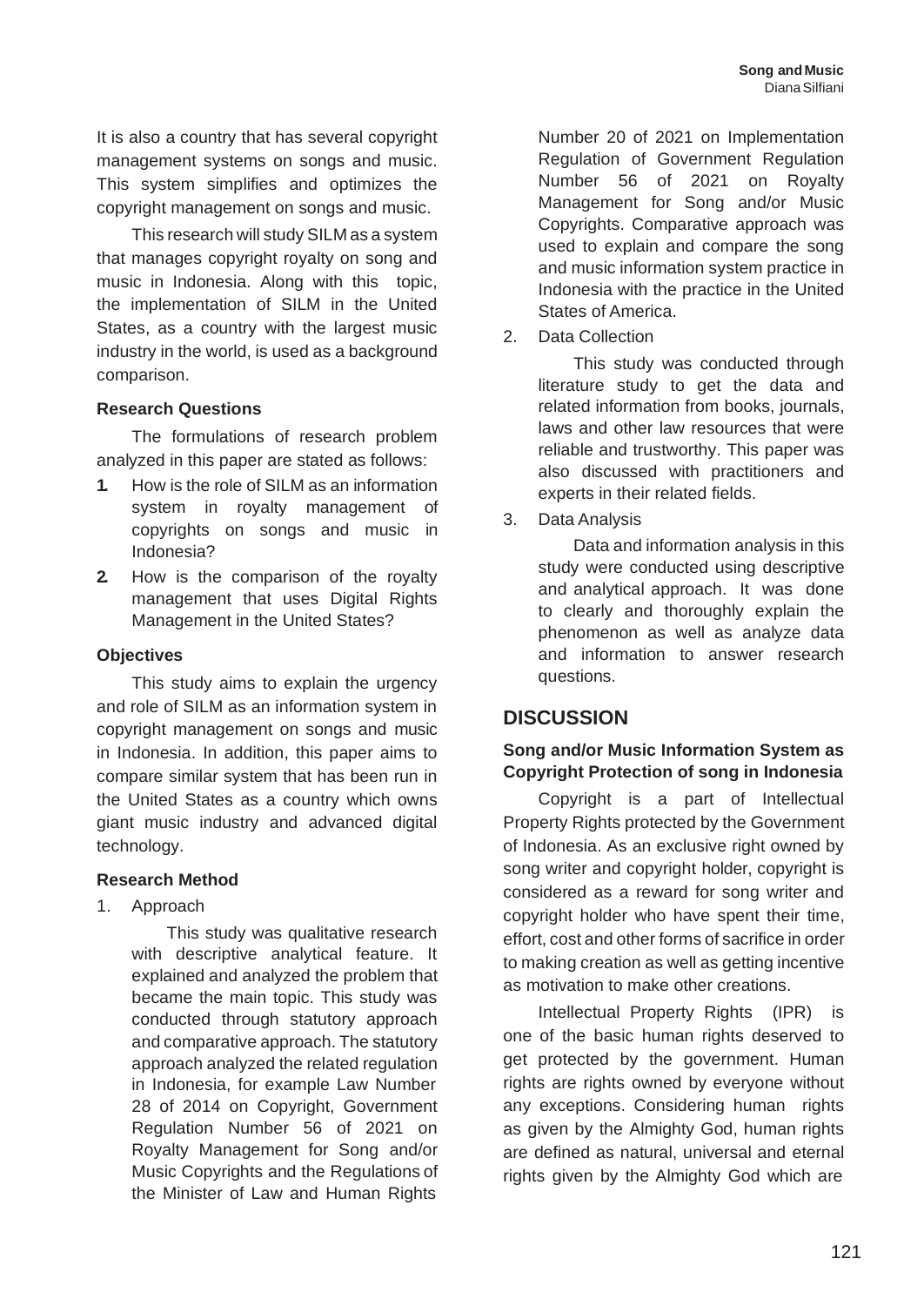It is also a country that has several copyright management systems on songs and music. This system simplifies and optimizes the copyright management on songs and music.

This research will study SILM as a system that manages copyright royalty on song and music in Indonesia. Along with this topic, the implementation of SILM in the United States, as a country with the largest music industry in the world, is used as a background comparison.

### Research Questions

The formulations of research problem analyzed in this paper are stated as follows:

1. How is the role of SILM as an information system in royalty management of copyrights on songs and music in Indonesia?
2. How is the comparison of the royalty management that uses Digital Rights Management in the United States?

### Objectives

This study aims to explain the urgency and role of SILM as an information system in copyright management on songs and music in Indonesia. In addition, this paper aims to compare similar system that has been run in the United States as a country which owns giant music industry and advanced digital technology.

### Research Method

1. Approach

   This study was qualitative research with descriptive analytical feature. It explained and analyzed the problem that became the main topic. This study was conducted through statutory approach and comparative approach. The statutory approach analyzed the related regulation in Indonesia, for example Law Number 28 of 2014 on Copyright, Government Regulation Number 56 of 2021 on Royalty Management for Song and/or Music Copyrights and the Regulations of the Minister of Law and Human Rights Number 20 of 2021 on Implementation Regulation of Government Regulation Number 56 of 2021 on Royalty Management for Song and/or Music Copyrights. Comparative approach was used to explain and compare the song and music information system practice in Indonesia with the practice in the United States of America.

2. Data Collection

   This study was conducted through literature study to get the data and related information from books, journals, laws and other law resources that were reliable and trustworthy. This paper was also discussed with practitioners and experts in their related fields.

3. Data Analysis

   Data and information analysis in this study were conducted using descriptive and analytical approach. It was done to clearly and thoroughly explain the phenomenon as well as analyze data and information to answer research questions.

## DISCUSSION

### Song and/or Music Information System as Copyright Protection of song in Indonesia

Copyright is a part of Intellectual Property Rights protected by the Government of Indonesia. As an exclusive right owned by song writer and copyright holder, copyright is considered as a reward for song writer and copyright holder who have spent their time, effort, cost and other forms of sacrifice in order to making creation as well as getting incentive as motivation to make other creations.

Intellectual Property Rights (IPR) is one of the basic human rights deserved to get protected by the government. Human rights are rights owned by everyone without any exceptions. Considering human rights as given by the Almighty God, human rights are defined as natural, universal and eternal rights given by the Almighty God which are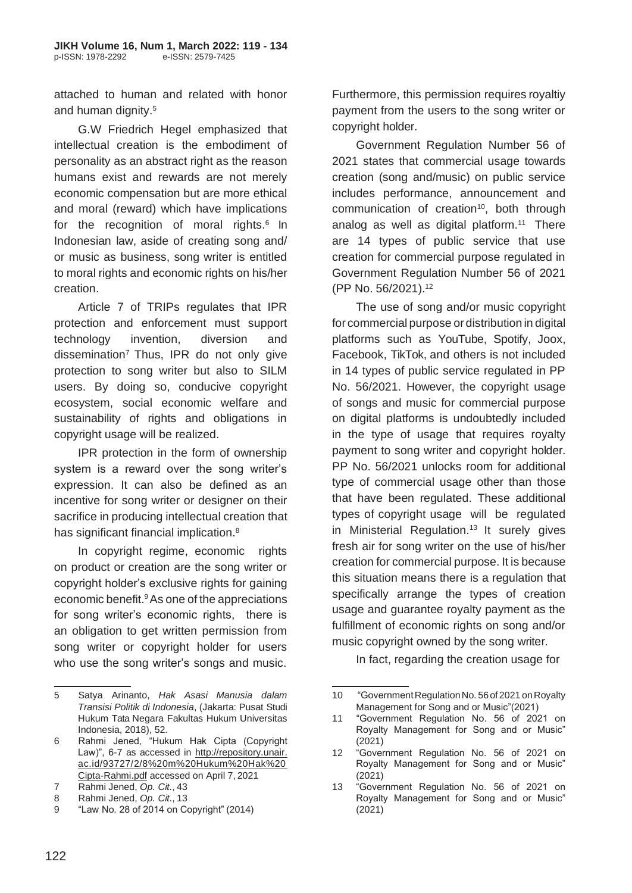attached to human and related with honor and human dignity.[5]

G.W Friedrich Hegel emphasized that intellectual creation is the embodiment of personality as an abstract right as the reason humans exist and rewards are not merely economic compensation but are more ethical and moral (reward) which have implications for the recognition of moral rights.[6] In Indonesian law, aside of creating song and/ or music as business, song writer is entitled to moral rights and economic rights on his/her creation.

Article 7 of TRIPs regulates that IPR protection and enforcement must support technology invention, diversion and dissemination[7] Thus, IPR do not only give protection to song writer but also to SILM users. By doing so, conducive copyright ecosystem, social economic welfare and sustainability of rights and obligations in copyright usage will be realized.

IPR protection in the form of ownership system is a reward over the song writer's expression. It can also be defined as an incentive for song writer or designer on their sacrifice in producing intellectual creation that has significant financial implication.[8]

In copyright regime, economic rights on product or creation are the song writer or copyright holder's exclusive rights for gaining economic benefit.[9] As one of the appreciations for song writer's economic rights, there is an obligation to get written permission from song writer or copyright holder for users who use the song writer's songs and music. Furthermore, this permission requires royaltiy payment from the users to the song writer or copyright holder.

Government Regulation Number 56 of 2021 states that commercial usage towards creation (song and/music) on public service includes performance, announcement and communication of creation[10], both through analog as well as digital platform.[11] There are 14 types of public service that use creation for commercial purpose regulated in Government Regulation Number 56 of 2021 (PP No. 56/2021).[12]

The use of song and/or music copyright for commercial purpose or distribution in digital platforms such as YouTube, Spotify, Joox, Facebook, TikTok, and others is not included in 14 types of public service regulated in PP No. 56/2021. However, the copyright usage of songs and music for commercial purpose on digital platforms is undoubtedly included in the type of usage that requires royalty payment to song writer and copyright holder. PP No. 56/2021 unlocks room for additional type of commercial usage other than those that have been regulated. These additional types of copyright usage will be regulated in Ministerial Regulation.[13] It surely gives fresh air for song writer on the use of his/her creation for commercial purpose. It is because this situation means there is a regulation that specifically arrange the types of creation usage and guarantee royalty payment as the fulfillment of economic rights on song and/or music copyright owned by the song writer.

In fact, regarding the creation usage for

---

5 Satya Arinanto, *Hak Asasi Manusia dalam Transisi Politik di Indonesia*, (Jakarta: Pusat Studi Hukum Tata Negara Fakultas Hukum Universitas Indonesia, 2018), 52.

6 Rahmi Jened, "Hukum Hak Cipta (Copyright Law)", 6-7 as accessed in http://repository.unair.ac.id/93727/2/8%20m%20Hukum%20Hak%20Cipta-Rahmi.pdf accessed on April 7, 2021

7 Rahmi Jened, *Op. Cit.*, 43

8 Rahmi Jened, *Op. Cit.*, 13

9 "Law No. 28 of 2014 on Copyright" (2014)

10 "Government Regulation No. 56 of 2021 on Royalty Management for Song and or Music"(2021)

11 "Government Regulation No. 56 of 2021 on Royalty Management for Song and or Music" (2021)

12 "Government Regulation No. 56 of 2021 on Royalty Management for Song and or Music" (2021)

13 "Government Regulation No. 56 of 2021 on Royalty Management for Song and or Music" (2021)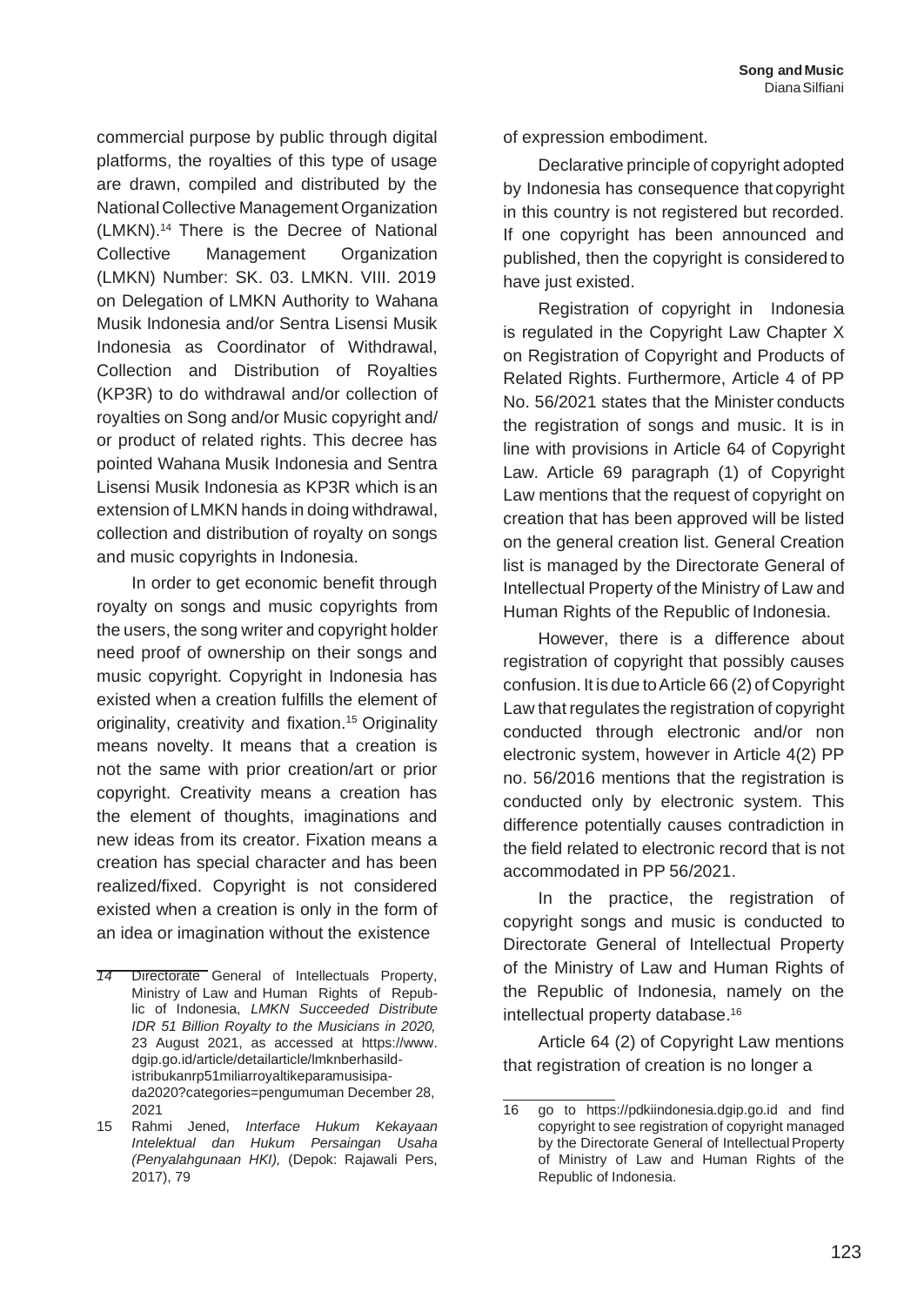commercial purpose by public through digital platforms, the royalties of this type of usage are drawn, compiled and distributed by the National Collective Management Organization (LMKN).[14] There is the Decree of National Collective Management Organization (LMKN) Number: SK. 03. LMKN. VIII. 2019 on Delegation of LMKN Authority to Wahana Musik Indonesia and/or Sentra Lisensi Musik Indonesia as Coordinator of Withdrawal, Collection and Distribution of Royalties (KP3R) to do withdrawal and/or collection of royalties on Song and/or Music copyright and/ or product of related rights. This decree has pointed Wahana Musik Indonesia and Sentra Lisensi Musik Indonesia as KP3R which is an extension of LMKN hands in doing withdrawal, collection and distribution of royalty on songs and music copyrights in Indonesia.

In order to get economic benefit through royalty on songs and music copyrights from the users, the song writer and copyright holder need proof of ownership on their songs and music copyright. Copyright in Indonesia has existed when a creation fulfills the element of originality, creativity and fixation.[15] Originality means novelty. It means that a creation is not the same with prior creation/art or prior copyright. Creativity means a creation has the element of thoughts, imaginations and new ideas from its creator. Fixation means a creation has special character and has been realized/fixed. Copyright is not considered existed when a creation is only in the form of an idea or imagination without the existence of expression embodiment.

Declarative principle of copyright adopted by Indonesia has consequence that copyright in this country is not registered but recorded. If one copyright has been announced and published, then the copyright is considered to have just existed.

Registration of copyright in Indonesia is regulated in the Copyright Law Chapter X on Registration of Copyright and Products of Related Rights. Furthermore, Article 4 of PP No. 56/2021 states that the Minister conducts the registration of songs and music. It is in line with provisions in Article 64 of Copyright Law. Article 69 paragraph (1) of Copyright Law mentions that the request of copyright on creation that has been approved will be listed on the general creation list. General Creation list is managed by the Directorate General of Intellectual Property of the Ministry of Law and Human Rights of the Republic of Indonesia.

However, there is a difference about registration of copyright that possibly causes confusion. It is due to Article 66 (2) of Copyright Law that regulates the registration of copyright conducted through electronic and/or non electronic system, however in Article 4(2) PP no. 56/2016 mentions that the registration is conducted only by electronic system. This difference potentially causes contradiction in the field related to electronic record that is not accommodated in PP 56/2021.

In the practice, the registration of copyright songs and music is conducted to Directorate General of Intellectual Property of the Ministry of Law and Human Rights of the Republic of Indonesia, namely on the intellectual property database.[16]

Article 64 (2) of Copyright Law mentions that registration of creation is no longer a

---

14 Directorate General of Intellectuals Property, Ministry of Law and Human Rights of Republic of Indonesia, *LMKN Succeeded Distribute IDR 51 Billion Royalty to the Musicians in 2020,* 23 August 2021, as accessed at https://www.dgip.go.id/article/detailarticle/lmknberhasild-istribukanrp51miliarroyaltikeparamusisipa-da2020?categories=pengumuman December 28, 2021

15 Rahmi Jened, *Interface Hukum Kekayaan Intelektual dan Hukum Persaingan Usaha (Penyalahgunaan HKI),* (Depok: Rajawali Pers, 2017), 79

16 go to https://pdkiindonesia.dgip.go.id and find copyright to see registration of copyright managed by the Directorate General of Intellectual Property of Ministry of Law and Human Rights of the Republic of Indonesia.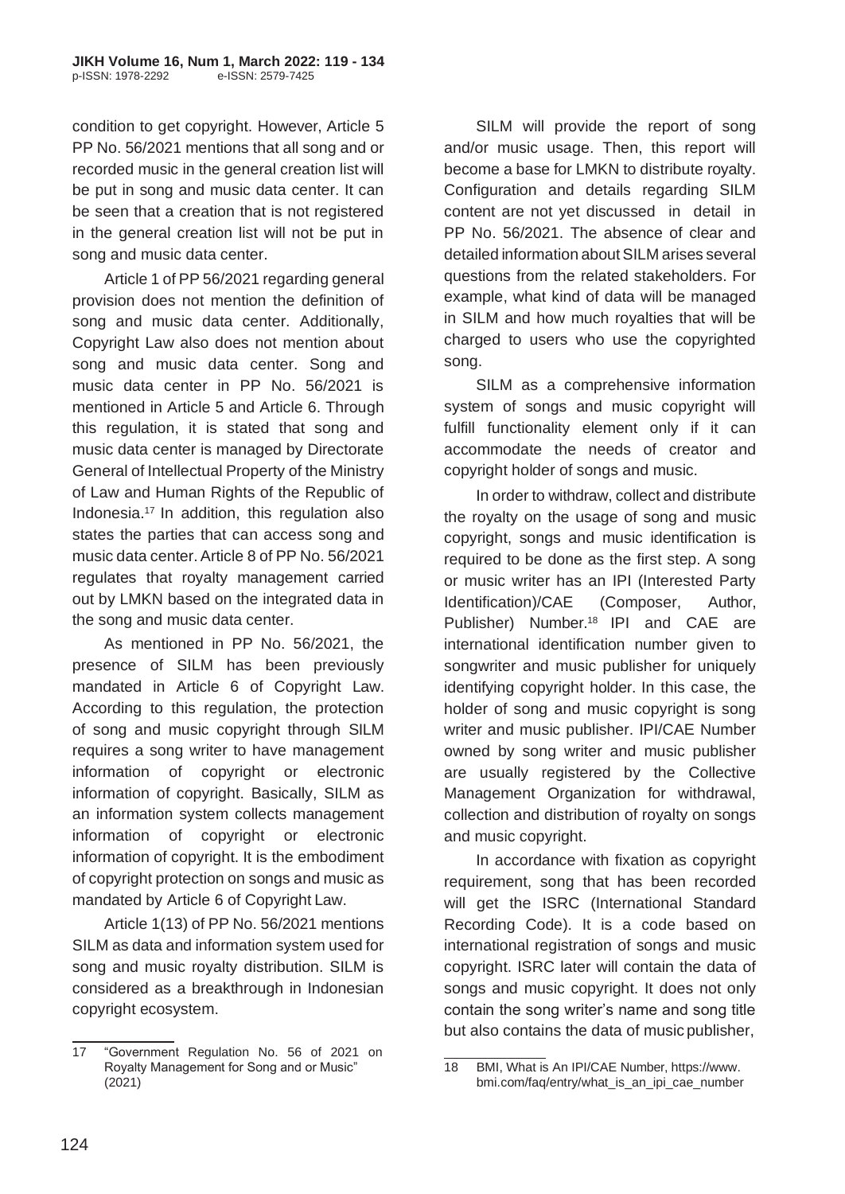condition to get copyright. However, Article 5 PP No. 56/2021 mentions that all song and or recorded music in the general creation list will be put in song and music data center. It can be seen that a creation that is not registered in the general creation list will not be put in song and music data center.

Article 1 of PP 56/2021 regarding general provision does not mention the definition of song and music data center. Additionally, Copyright Law also does not mention about song and music data center. Song and music data center in PP No. 56/2021 is mentioned in Article 5 and Article 6. Through this regulation, it is stated that song and music data center is managed by Directorate General of Intellectual Property of the Ministry of Law and Human Rights of the Republic of Indonesia.[17] In addition, this regulation also states the parties that can access song and music data center. Article 8 of PP No. 56/2021 regulates that royalty management carried out by LMKN based on the integrated data in the song and music data center.

As mentioned in PP No. 56/2021, the presence of SILM has been previously mandated in Article 6 of Copyright Law. According to this regulation, the protection of song and music copyright through SILM requires a song writer to have management information of copyright or electronic information of copyright. Basically, SILM as an information system collects management information of copyright or electronic information of copyright. It is the embodiment of copyright protection on songs and music as mandated by Article 6 of Copyright Law.

Article 1(13) of PP No. 56/2021 mentions SILM as data and information system used for song and music royalty distribution. SILM is considered as a breakthrough in Indonesian copyright ecosystem.

SILM will provide the report of song and/or music usage. Then, this report will become a base for LMKN to distribute royalty. Configuration and details regarding SILM content are not yet discussed in detail in PP No. 56/2021. The absence of clear and detailed information about SILM arises several questions from the related stakeholders. For example, what kind of data will be managed in SILM and how much royalties that will be charged to users who use the copyrighted song.

SILM as a comprehensive information system of songs and music copyright will fulfill functionality element only if it can accommodate the needs of creator and copyright holder of songs and music.

In order to withdraw, collect and distribute the royalty on the usage of song and music copyright, songs and music identification is required to be done as the first step. A song or music writer has an IPI (Interested Party Identification)/CAE (Composer, Author, Publisher) Number.[18] IPI and CAE are international identification number given to songwriter and music publisher for uniquely identifying copyright holder. In this case, the holder of song and music copyright is song writer and music publisher. IPI/CAE Number owned by song writer and music publisher are usually registered by the Collective Management Organization for withdrawal, collection and distribution of royalty on songs and music copyright.

In accordance with fixation as copyright requirement, song that has been recorded will get the ISRC (International Standard Recording Code). It is a code based on international registration of songs and music copyright. ISRC later will contain the data of songs and music copyright. It does not only contain the song writer's name and song title but also contains the data of music publisher,

---

17 "Government Regulation No. 56 of 2021 on Royalty Management for Song and or Music" (2021)

18 BMI, What is An IPI/CAE Number, https://www.bmi.com/faq/entry/what_is_an_ipi_cae_number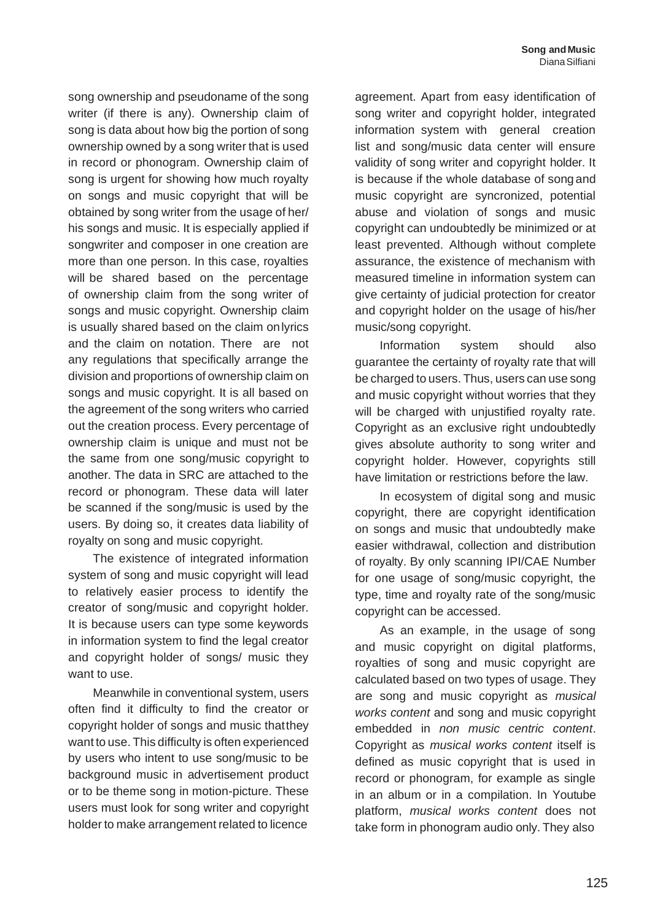song ownership and pseudoname of the song writer (if there is any). Ownership claim of song is data about how big the portion of song ownership owned by a song writer that is used in record or phonogram. Ownership claim of song is urgent for showing how much royalty on songs and music copyright that will be obtained by song writer from the usage of her/ his songs and music. It is especially applied if songwriter and composer in one creation are more than one person. In this case, royalties will be shared based on the percentage of ownership claim from the song writer of songs and music copyright. Ownership claim is usually shared based on the claim on lyrics and the claim on notation. There are not any regulations that specifically arrange the division and proportions of ownership claim on songs and music copyright. It is all based on the agreement of the song writers who carried out the creation process. Every percentage of ownership claim is unique and must not be the same from one song/music copyright to another. The data in SRC are attached to the record or phonogram. These data will later be scanned if the song/music is used by the users. By doing so, it creates data liability of royalty on song and music copyright.

The existence of integrated information system of song and music copyright will lead to relatively easier process to identify the creator of song/music and copyright holder. It is because users can type some keywords in information system to find the legal creator and copyright holder of songs/ music they want to use.

Meanwhile in conventional system, users often find it difficulty to find the creator or copyright holder of songs and music that they want to use. This difficulty is often experienced by users who intent to use song/music to be background music in advertisement product or to be theme song in motion-picture. These users must look for song writer and copyright holder to make arrangement related to licence agreement. Apart from easy identification of song writer and copyright holder, integrated information system with general creation list and song/music data center will ensure validity of song writer and copyright holder. It is because if the whole database of song and music copyright are syncronized, potential abuse and violation of songs and music copyright can undoubtedly be minimized or at least prevented. Although without complete assurance, the existence of mechanism with measured timeline in information system can give certainty of judicial protection for creator and copyright holder on the usage of his/her music/song copyright.

Information system should also guarantee the certainty of royalty rate that will be charged to users. Thus, users can use song and music copyright without worries that they will be charged with unjustified royalty rate. Copyright as an exclusive right undoubtedly gives absolute authority to song writer and copyright holder. However, copyrights still have limitation or restrictions before the law.

In ecosystem of digital song and music copyright, there are copyright identification on songs and music that undoubtedly make easier withdrawal, collection and distribution of royalty. By only scanning IPI/CAE Number for one usage of song/music copyright, the type, time and royalty rate of the song/music copyright can be accessed.

As an example, in the usage of song and music copyright on digital platforms, royalties of song and music copyright are calculated based on two types of usage. They are song and music copyright as *musical works content* and song and music copyright embedded in *non music centric content*. Copyright as *musical works content* itself is defined as music copyright that is used in record or phonogram, for example as single in an album or in a compilation. In Youtube platform, *musical works content* does not take form in phonogram audio only. They also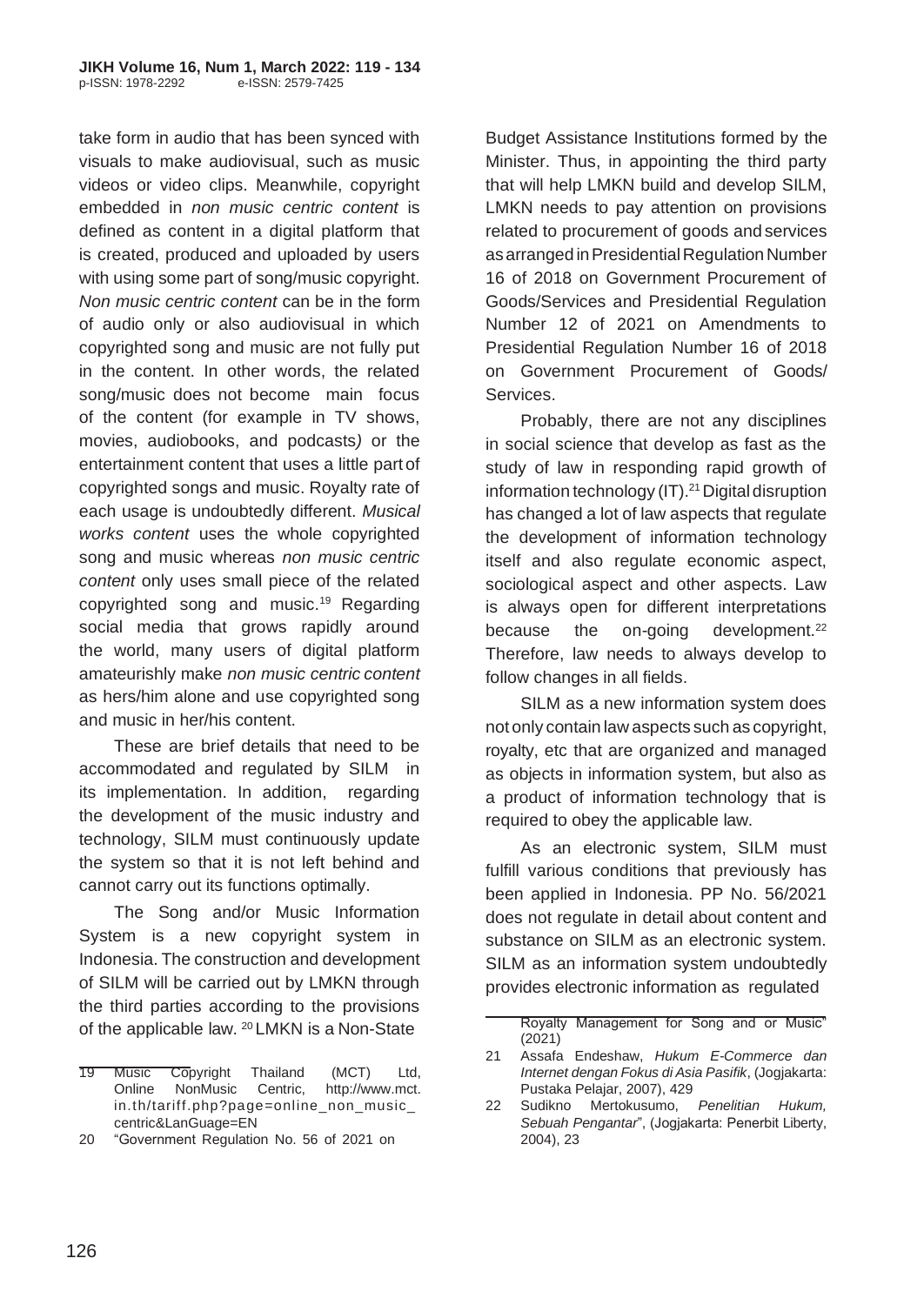take form in audio that has been synced with visuals to make audiovisual, such as music videos or video clips. Meanwhile, copyright embedded in *non music centric content* is defined as content in a digital platform that is created, produced and uploaded by users with using some part of song/music copyright. *Non music centric content* can be in the form of audio only or also audiovisual in which copyrighted song and music are not fully put in the content. In other words, the related song/music does not become main focus of the content (for example in TV shows, movies, audiobooks, and podcasts*)* or the entertainment content that uses a little part of copyrighted songs and music. Royalty rate of each usage is undoubtedly different. *Musical works content* uses the whole copyrighted song and music whereas *non music centric content* only uses small piece of the related copyrighted song and music.[19] Regarding social media that grows rapidly around the world, many users of digital platform amateurishly make *non music centric content* as hers/him alone and use copyrighted song and music in her/his content.

These are brief details that need to be accommodated and regulated by SILM in its implementation. In addition, regarding the development of the music industry and technology, SILM must continuously update the system so that it is not left behind and cannot carry out its functions optimally.

The Song and/or Music Information System is a new copyright system in Indonesia. The construction and development of SILM will be carried out by LMKN through the third parties according to the provisions of the applicable law. [20] LMKN is a Non-State Budget Assistance Institutions formed by the Minister. Thus, in appointing the third party that will help LMKN build and develop SILM, LMKN needs to pay attention on provisions related to procurement of goods and services as arranged in Presidential Regulation Number 16 of 2018 on Government Procurement of Goods/Services and Presidential Regulation Number 12 of 2021 on Amendments to Presidential Regulation Number 16 of 2018 on Government Procurement of Goods/ Services.

Probably, there are not any disciplines in social science that develop as fast as the study of law in responding rapid growth of information technology (IT).[21] Digital disruption has changed a lot of law aspects that regulate the development of information technology itself and also regulate economic aspect, sociological aspect and other aspects. Law is always open for different interpretations because the on-going development.[22] Therefore, law needs to always develop to follow changes in all fields.

SILM as a new information system does not only contain law aspects such as copyright, royalty, etc that are organized and managed as objects in information system, but also as a product of information technology that is required to obey the applicable law.

As an electronic system, SILM must fulfill various conditions that previously has been applied in Indonesia. PP No. 56/2021 does not regulate in detail about content and substance on SILM as an electronic system. SILM as an information system undoubtedly provides electronic information as regulated

---

19 Music Copyright Thailand (MCT) Ltd, Online NonMusic Centric, http://www.mct.in.th/tariff.php?page=online_non_music_centric&LanGuage=EN

20 "Government Regulation No. 56 of 2021 on Royalty Management for Song and or Music" (2021)

21 Assafa Endeshaw, *Hukum E-Commerce dan Internet dengan Fokus di Asia Pasifik*, (Jogjakarta: Pustaka Pelajar, 2007), 429

22 Sudikno Mertokusumo, *Penelitian Hukum, Sebuah Pengantar*", (Jogjakarta: Penerbit Liberty, 2004), 23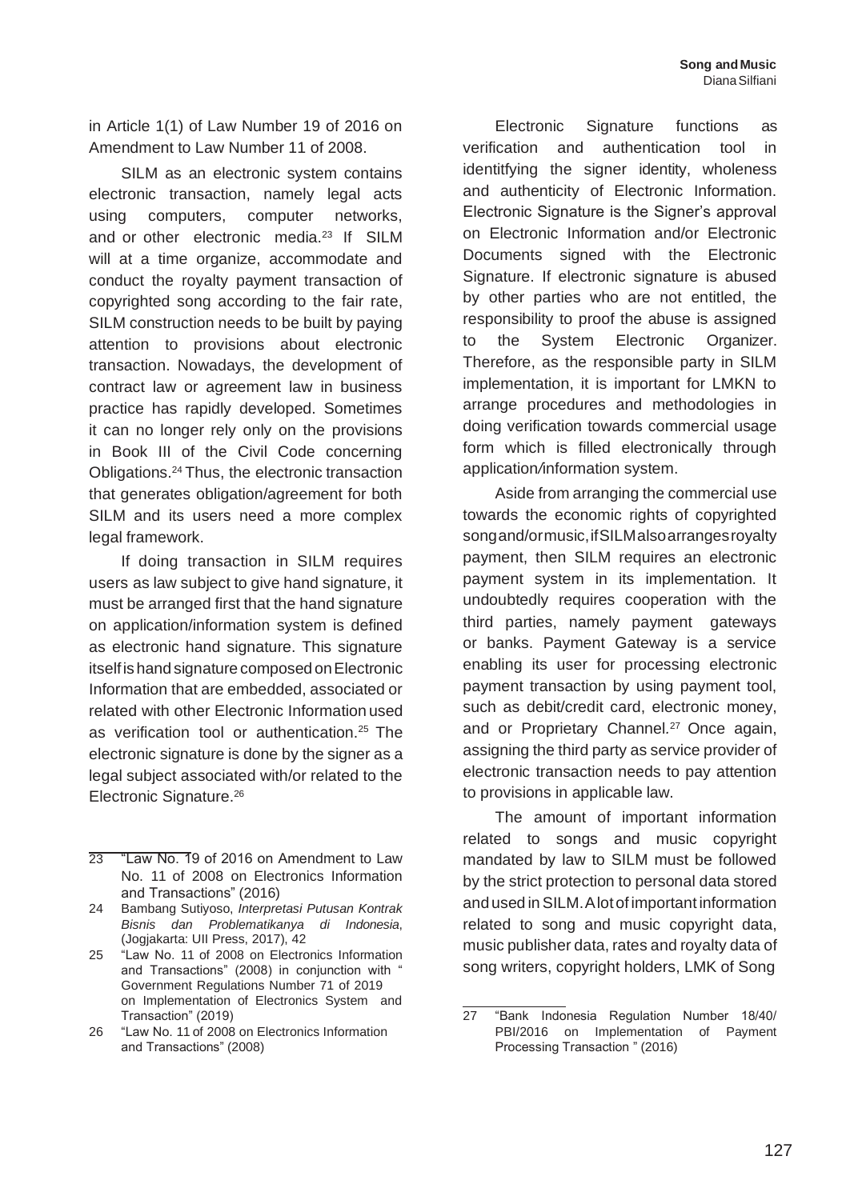in Article 1(1) of Law Number 19 of 2016 on Amendment to Law Number 11 of 2008.

SILM as an electronic system contains electronic transaction, namely legal acts using computers, computer networks, and or other electronic media.[23] If SILM will at a time organize, accommodate and conduct the royalty payment transaction of copyrighted song according to the fair rate, SILM construction needs to be built by paying attention to provisions about electronic transaction. Nowadays, the development of contract law or agreement law in business practice has rapidly developed. Sometimes it can no longer rely only on the provisions in Book III of the Civil Code concerning Obligations.[24] Thus, the electronic transaction that generates obligation/agreement for both SILM and its users need a more complex legal framework.

If doing transaction in SILM requires users as law subject to give hand signature, it must be arranged first that the hand signature on application/information system is defined as electronic hand signature. This signature itself is hand signature composed on Electronic Information that are embedded, associated or related with other Electronic Information used as verification tool or authentication.[25] The electronic signature is done by the signer as a legal subject associated with/or related to the Electronic Signature.[26]

Electronic Signature functions as verification and authentication tool in identitfying the signer identity, wholeness and authenticity of Electronic Information. Electronic Signature is the Signer's approval on Electronic Information and/or Electronic Documents signed with the Electronic Signature. If electronic signature is abused by other parties who are not entitled, the responsibility to proof the abuse is assigned to the System Electronic Organizer. Therefore, as the responsible party in SILM implementation, it is important for LMKN to arrange procedures and methodologies in doing verification towards commercial usage form which is filled electronically through application/information system.

Aside from arranging the commercial use towards the economic rights of copyrighted song and/or music, if SILM also arranges royalty payment, then SILM requires an electronic payment system in its implementation. It undoubtedly requires cooperation with the third parties, namely payment gateways or banks. Payment Gateway is a service enabling its user for processing electronic payment transaction by using payment tool, such as debit/credit card, electronic money, and or Proprietary Channel.[27] Once again, assigning the third party as service provider of electronic transaction needs to pay attention to provisions in applicable law.

The amount of important information related to songs and music copyright mandated by law to SILM must be followed by the strict protection to personal data stored and used in SILM. A lot of important information related to song and music copyright data, music publisher data, rates and royalty data of song writers, copyright holders, LMK of Song

---

23 "Law No. 19 of 2016 on Amendment to Law No. 11 of 2008 on Electronics Information and Transactions" (2016)

24 Bambang Sutiyoso, *Interpretasi Putusan Kontrak Bisnis dan Problematikanya di Indonesia,* (Jogjakarta: UII Press, 2017), 42

25 "Law No. 11 of 2008 on Electronics Information and Transactions" (2008) in conjunction with " Government Regulations Number 71 of 2019 on Implementation of Electronics System and Transaction" (2019)

26 "Law No. 11 of 2008 on Electronics Information and Transactions" (2008)

27 "Bank Indonesia Regulation Number 18/40/ PBI/2016 on Implementation of Payment Processing Transaction " (2016)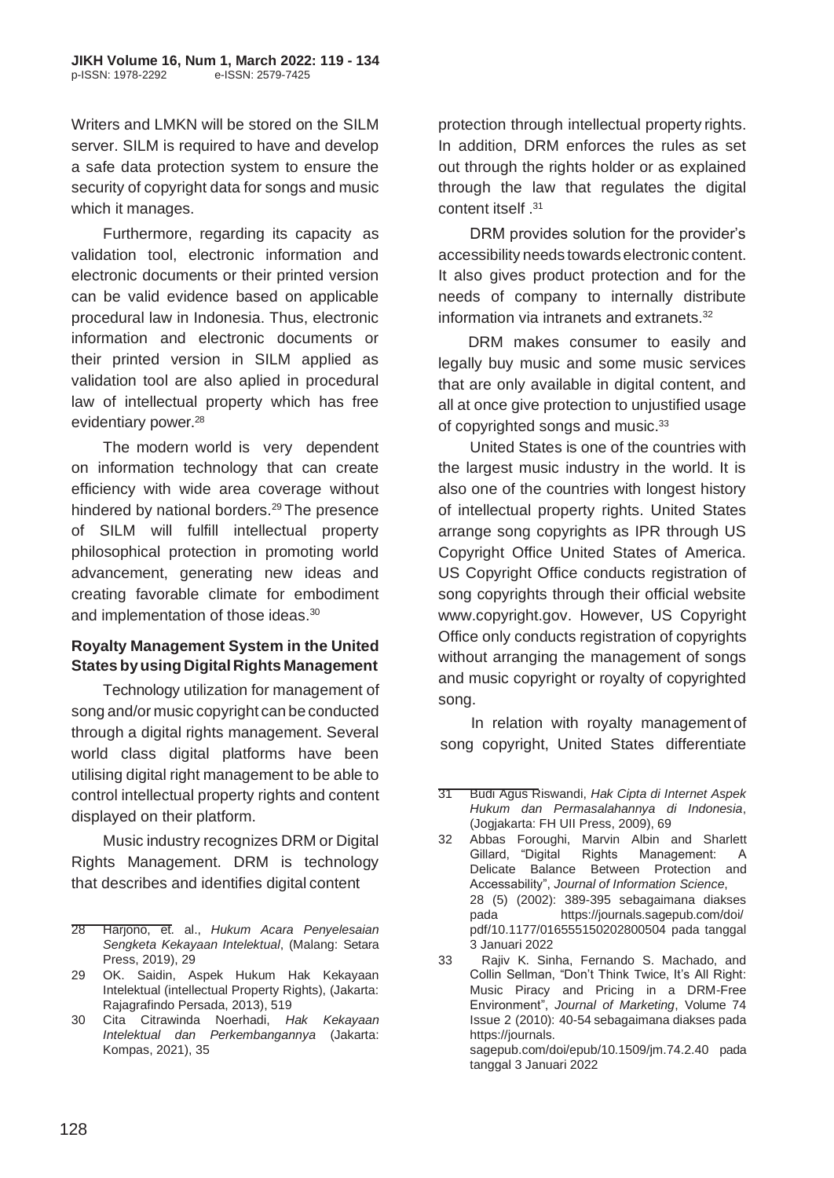Writers and LMKN will be stored on the SILM server. SILM is required to have and develop a safe data protection system to ensure the security of copyright data for songs and music which it manages.

Furthermore, regarding its capacity as validation tool, electronic information and electronic documents or their printed version can be valid evidence based on applicable procedural law in Indonesia. Thus, electronic information and electronic documents or their printed version in SILM applied as validation tool are also aplied in procedural law of intellectual property which has free evidentiary power.[28]

The modern world is very dependent on information technology that can create efficiency with wide area coverage without hindered by national borders.[29] The presence of SILM will fulfill intellectual property philosophical protection in promoting world advancement, generating new ideas and creating favorable climate for embodiment and implementation of those ideas.[30]

### Royalty Management System in the United States by using Digital Rights Management

Technology utilization for management of song and/or music copyright can be conducted through a digital rights management. Several world class digital platforms have been utilising digital right management to be able to control intellectual property rights and content displayed on their platform.

Music industry recognizes DRM or Digital Rights Management. DRM is technology that describes and identifies digital content protection through intellectual property rights. In addition, DRM enforces the rules as set out through the rights holder or as explained through the law that regulates the digital content itself .[31]

DRM provides solution for the provider's accessibility needs towards electronic content. It also gives product protection and for the needs of company to internally distribute information via intranets and extranets.[32]

DRM makes consumer to easily and legally buy music and some music services that are only available in digital content, and all at once give protection to unjustified usage of copyrighted songs and music.[33]

United States is one of the countries with the largest music industry in the world. It is also one of the countries with longest history of intellectual property rights. United States arrange song copyrights as IPR through US Copyright Office United States of America. US Copyright Office conducts registration of song copyrights through their official website www.copyright.gov. However, US Copyright Office only conducts registration of copyrights without arranging the management of songs and music copyright or royalty of copyrighted song.

In relation with royalty management of song copyright, United States differentiate

---

28 Harjono, et. al., *Hukum Acara Penyelesaian Sengketa Kekayaan Intelektual*, (Malang: Setara Press, 2019), 29

29 OK. Saidin, Aspek Hukum Hak Kekayaan Intelektual (intellectual Property Rights), (Jakarta: Rajagrafindo Persada, 2013), 519

30 Cita Citrawinda Noerhadi, *Hak Kekayaan Intelektual dan Perkembangannya* (Jakarta: Kompas, 2021), 35

31 Budi Agus Riswandi, *Hak Cipta di Internet Aspek Hukum dan Permasalahannya di Indonesia*, (Jogjakarta: FH UII Press, 2009), 69

32 Abbas Foroughi, Marvin Albin and Sharlett Gillard, "Digital Rights Management: A Delicate Balance Between Protection and Accessability", *Journal of Information Science*, 28 (5) (2002): 389-395 sebagaimana diakses pada https://journals.sagepub.com/doi/pdf/10.1177/016555150202800504 pada tanggal 3 Januari 2022

33 Rajiv K. Sinha, Fernando S. Machado, and Collin Sellman, "Don't Think Twice, It's All Right: Music Piracy and Pricing in a DRM-Free Environment", *Journal of Marketing*, Volume 74 Issue 2 (2010): 40-54 sebagaimana diakses pada https://journals.sagepub.com/doi/epub/10.1509/jm.74.2.40 pada tanggal 3 Januari 2022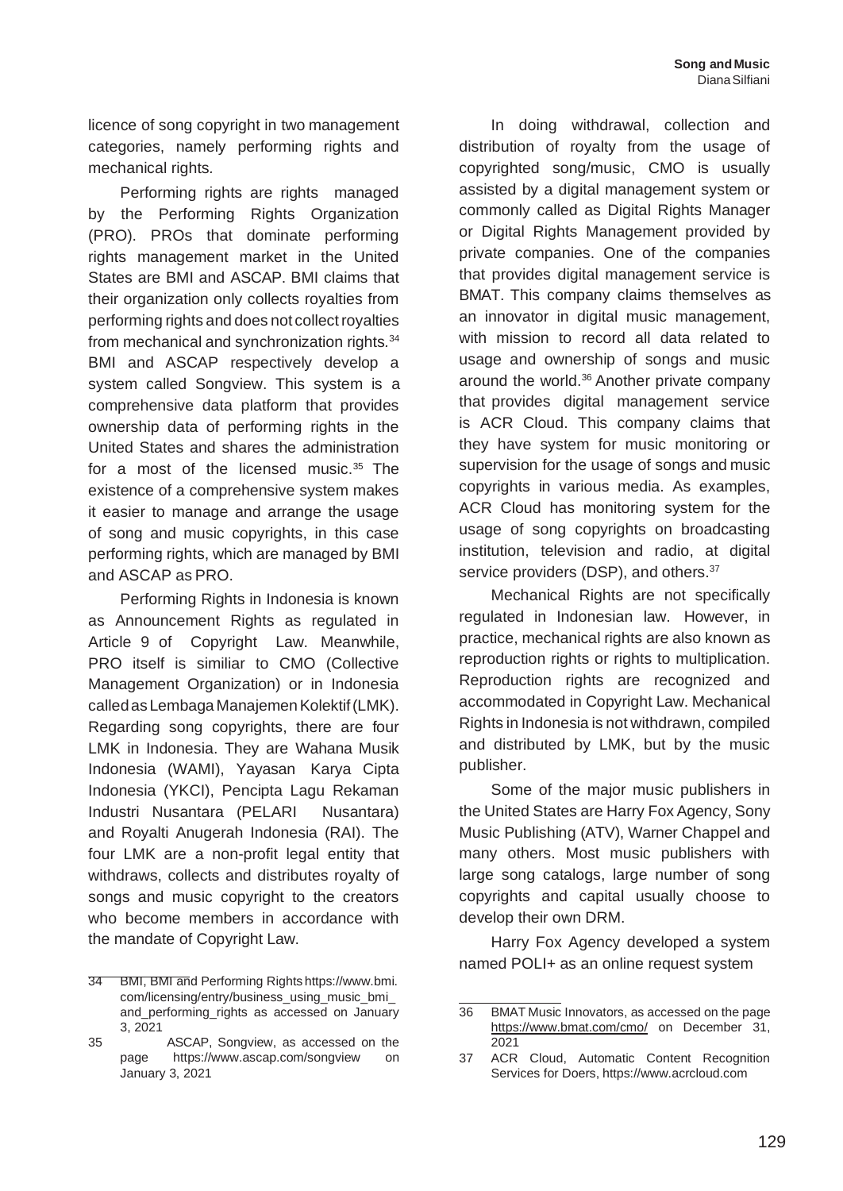licence of song copyright in two management categories, namely performing rights and mechanical rights.

Performing rights are rights managed by the Performing Rights Organization (PRO). PROs that dominate performing rights management market in the United States are BMI and ASCAP. BMI claims that their organization only collects royalties from performing rights and does not collect royalties from mechanical and synchronization rights.[34] BMI and ASCAP respectively develop a system called Songview. This system is a comprehensive data platform that provides ownership data of performing rights in the United States and shares the administration for a most of the licensed music.[35] The existence of a comprehensive system makes it easier to manage and arrange the usage of song and music copyrights, in this case performing rights, which are managed by BMI and ASCAP as PRO.

Performing Rights in Indonesia is known as Announcement Rights as regulated in Article 9 of Copyright Law. Meanwhile, PRO itself is similiar to CMO (Collective Management Organization) or in Indonesia called as Lembaga Manajemen Kolektif (LMK). Regarding song copyrights, there are four LMK in Indonesia. They are Wahana Musik Indonesia (WAMI), Yayasan Karya Cipta Indonesia (YKCI), Pencipta Lagu Rekaman Industri Nusantara (PELARI Nusantara) and Royalti Anugerah Indonesia (RAI). The four LMK are a non-profit legal entity that withdraws, collects and distributes royalty of songs and music copyright to the creators who become members in accordance with the mandate of Copyright Law.

In doing withdrawal, collection and distribution of royalty from the usage of copyrighted song/music, CMO is usually assisted by a digital management system or commonly called as Digital Rights Manager or Digital Rights Management provided by private companies. One of the companies that provides digital management service is BMAT. This company claims themselves as an innovator in digital music management, with mission to record all data related to usage and ownership of songs and music around the world.[36] Another private company that provides digital management service is ACR Cloud. This company claims that they have system for music monitoring or supervision for the usage of songs and music copyrights in various media. As examples, ACR Cloud has monitoring system for the usage of song copyrights on broadcasting institution, television and radio, at digital service providers (DSP), and others.[37]

Mechanical Rights are not specifically regulated in Indonesian law. However, in practice, mechanical rights are also known as reproduction rights or rights to multiplication. Reproduction rights are recognized and accommodated in Copyright Law. Mechanical Rights in Indonesia is not withdrawn, compiled and distributed by LMK, but by the music publisher.

Some of the major music publishers in the United States are Harry Fox Agency, Sony Music Publishing (ATV), Warner Chappel and many others. Most music publishers with large song catalogs, large number of song copyrights and capital usually choose to develop their own DRM.

Harry Fox Agency developed a system named POLI+ as an online request system

---

34 BMI, BMI and Performing Rights https://www.bmi.com/licensing/entry/business_using_music_bmi_and_performing_rights as accessed on January 3, 2021

35 ASCAP, Songview, as accessed on the page https://www.ascap.com/songview on January 3, 2021

36 BMAT Music Innovators, as accessed on the page https://www.bmat.com/cmo/ on December 31, 2021

37 ACR Cloud, Automatic Content Recognition Services for Doers, https://www.acrcloud.com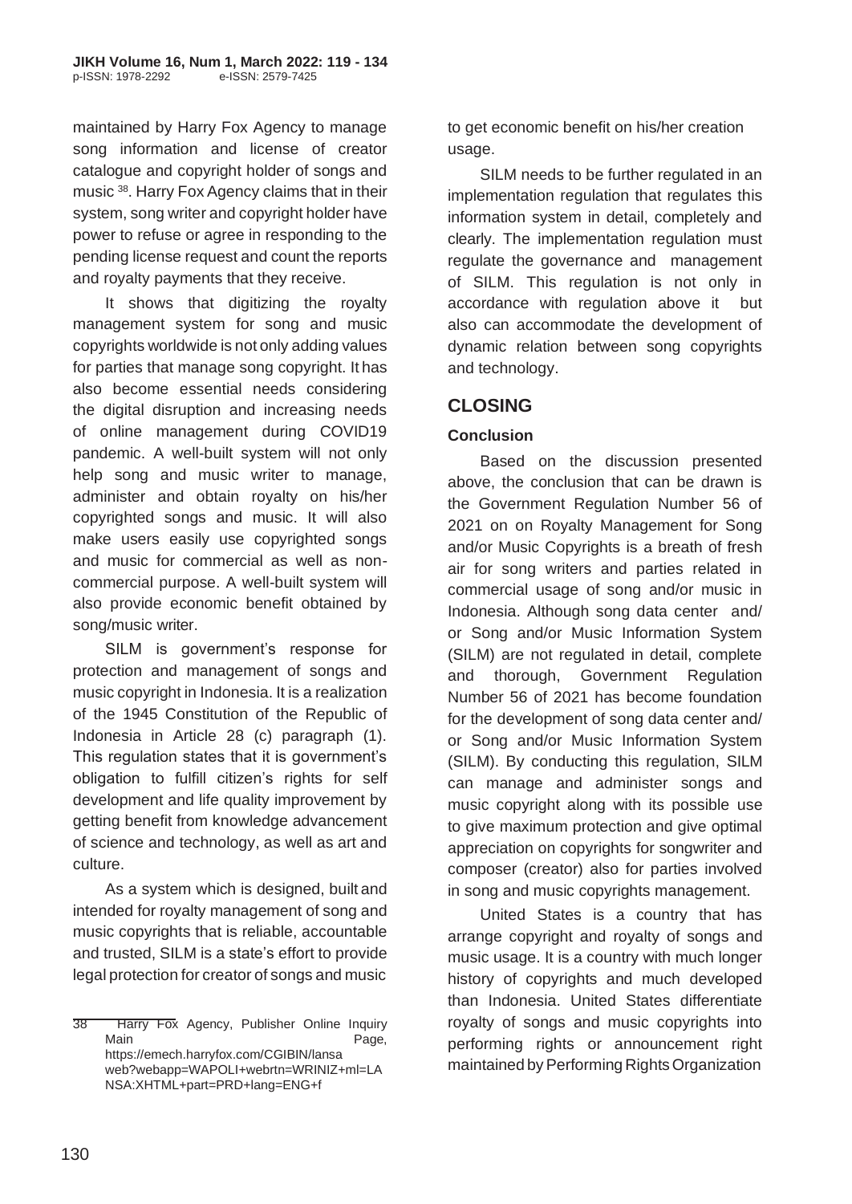maintained by Harry Fox Agency to manage song information and license of creator catalogue and copyright holder of songs and music [38]. Harry Fox Agency claims that in their system, song writer and copyright holder have power to refuse or agree in responding to the pending license request and count the reports and royalty payments that they receive.

It shows that digitizing the royalty management system for song and music copyrights worldwide is not only adding values for parties that manage song copyright. It has also become essential needs considering the digital disruption and increasing needs of online management during COVID19 pandemic. A well-built system will not only help song and music writer to manage, administer and obtain royalty on his/her copyrighted songs and music. It will also make users easily use copyrighted songs and music for commercial as well as non-commercial purpose. A well-built system will also provide economic benefit obtained by song/music writer.

SILM is government's response for protection and management of songs and music copyright in Indonesia. It is a realization of the 1945 Constitution of the Republic of Indonesia in Article 28 (c) paragraph (1). This regulation states that it is government's obligation to fulfill citizen's rights for self development and life quality improvement by getting benefit from knowledge advancement of science and technology, as well as art and culture.

As a system which is designed, built and intended for royalty management of song and music copyrights that is reliable, accountable and trusted, SILM is a state's effort to provide legal protection for creator of songs and music to get economic benefit on his/her creation usage.

SILM needs to be further regulated in an implementation regulation that regulates this information system in detail, completely and clearly. The implementation regulation must regulate the governance and management of SILM. This regulation is not only in accordance with regulation above it but also can accommodate the development of dynamic relation between song copyrights and technology.

## CLOSING

### Conclusion

Based on the discussion presented above, the conclusion that can be drawn is the Government Regulation Number 56 of 2021 on on Royalty Management for Song and/or Music Copyrights is a breath of fresh air for song writers and parties related in commercial usage of song and/or music in Indonesia. Although song data center and/ or Song and/or Music Information System (SILM) are not regulated in detail, complete and thorough, Government Regulation Number 56 of 2021 has become foundation for the development of song data center and/ or Song and/or Music Information System (SILM). By conducting this regulation, SILM can manage and administer songs and music copyright along with its possible use to give maximum protection and give optimal appreciation on copyrights for songwriter and composer (creator) also for parties involved in song and music copyrights management.

United States is a country that has arrange copyright and royalty of songs and music usage. It is a country with much longer history of copyrights and much developed than Indonesia. United States differentiate royalty of songs and music copyrights into performing rights or announcement right maintained by Performing Rights Organization

---

38 Harry Fox Agency, Publisher Online Inquiry Main Page, https://emech.harryfox.com/CGIBIN/lansaweb?webapp=WAPOLI+webrtn=WRINIZ+ml=LANSA:XHTML+part=PRD+lang=ENG+f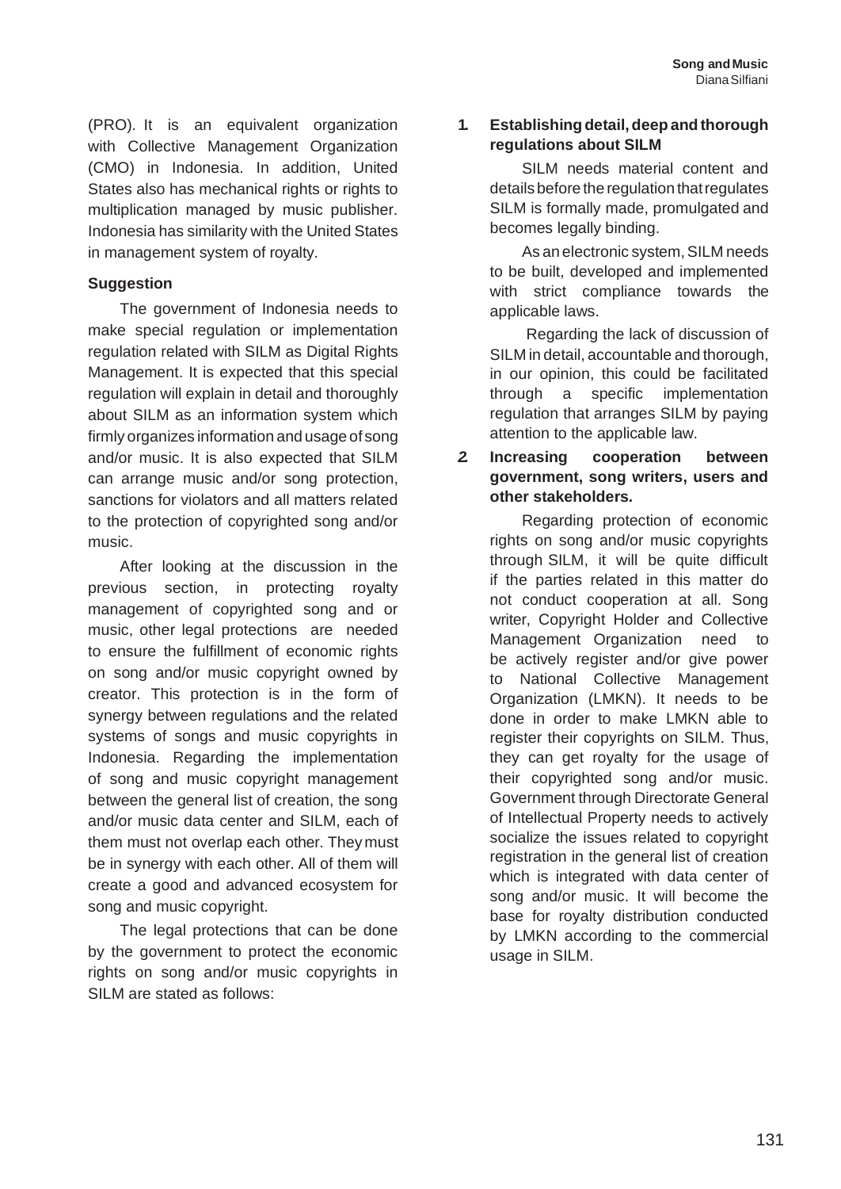(PRO). It is an equivalent organization with Collective Management Organization (CMO) in Indonesia. In addition, United States also has mechanical rights or rights to multiplication managed by music publisher. Indonesia has similarity with the United States in management system of royalty.

### Suggestion

The government of Indonesia needs to make special regulation or implementation regulation related with SILM as Digital Rights Management. It is expected that this special regulation will explain in detail and thoroughly about SILM as an information system which firmly organizes information and usage of song and/or music. It is also expected that SILM can arrange music and/or song protection, sanctions for violators and all matters related to the protection of copyrighted song and/or music.

After looking at the discussion in the previous section, in protecting royalty management of copyrighted song and or music, other legal protections are needed to ensure the fulfillment of economic rights on song and/or music copyright owned by creator. This protection is in the form of synergy between regulations and the related systems of songs and music copyrights in Indonesia. Regarding the implementation of song and music copyright management between the general list of creation, the song and/or music data center and SILM, each of them must not overlap each other. They must be in synergy with each other. All of them will create a good and advanced ecosystem for song and music copyright.

The legal protections that can be done by the government to protect the economic rights on song and/or music copyrights in SILM are stated as follows:

1. **Establishing detail, deep and thorough regulations about SILM**

   SILM needs material content and details before the regulation that regulates SILM is formally made, promulgated and becomes legally binding.

   As an electronic system, SILM needs to be built, developed and implemented with strict compliance towards the applicable laws.

   Regarding the lack of discussion of SILM in detail, accountable and thorough, in our opinion, this could be facilitated through a specific implementation regulation that arranges SILM by paying attention to the applicable law.

2. **Increasing cooperation between government, song writers, users and other stakeholders.**

   Regarding protection of economic rights on song and/or music copyrights through SILM, it will be quite difficult if the parties related in this matter do not conduct cooperation at all. Song writer, Copyright Holder and Collective Management Organization need to be actively register and/or give power to National Collective Management Organization (LMKN). It needs to be done in order to make LMKN able to register their copyrights on SILM. Thus, they can get royalty for the usage of their copyrighted song and/or music. Government through Directorate General of Intellectual Property needs to actively socialize the issues related to copyright registration in the general list of creation which is integrated with data center of song and/or music. It will become the base for royalty distribution conducted by LMKN according to the commercial usage in SILM.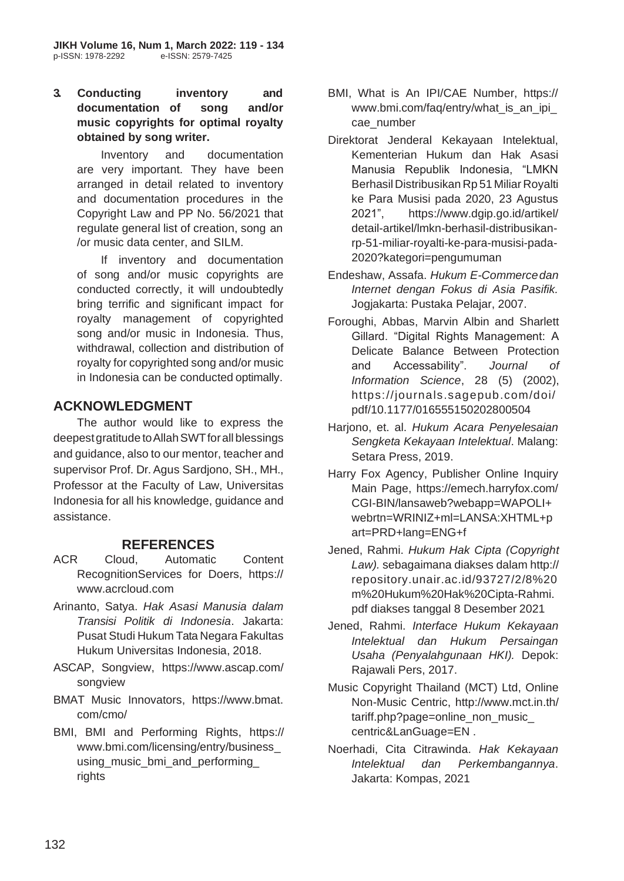**3. Conducting inventory and documentation of song and/or music copyrights for optimal royalty obtained by song writer.**

Inventory and documentation are very important. They have been arranged in detail related to inventory and documentation procedures in the Copyright Law and PP No. 56/2021 that regulate general list of creation, song an /or music data center, and SILM.

If inventory and documentation of song and/or music copyrights are conducted correctly, it will undoubtedly bring terrific and significant impact for royalty management of copyrighted song and/or music in Indonesia. Thus, withdrawal, collection and distribution of royalty for copyrighted song and/or music in Indonesia can be conducted optimally.

## ACKNOWLEDGMENT

The author would like to express the deepest gratitude to Allah SWT for all blessings and guidance, also to our mentor, teacher and supervisor Prof. Dr. Agus Sardjono, SH., MH., Professor at the Faculty of Law, Universitas Indonesia for all his knowledge, guidance and assistance.

## REFERENCES

ACR Cloud, Automatic Content RecognitionServices for Doers, https://www.acrcloud.com

Arinanto, Satya. *Hak Asasi Manusia dalam Transisi Politik di Indonesia*. Jakarta: Pusat Studi Hukum Tata Negara Fakultas Hukum Universitas Indonesia, 2018.

ASCAP, Songview, https://www.ascap.com/songview

BMAT Music Innovators, https://www.bmat.com/cmo/

BMI, BMI and Performing Rights, https://www.bmi.com/licensing/entry/business_using_music_bmi_and_performing_rights

BMI, What is An IPI/CAE Number, https://www.bmi.com/faq/entry/what_is_an_ipi_cae_number

Direktorat Jenderal Kekayaan Intelektual, Kementerian Hukum dan Hak Asasi Manusia Republik Indonesia, "LMKN Berhasil Distribusikan Rp 51 Miliar Royalti ke Para Musisi pada 2020, 23 Agustus 2021", https://www.dgip.go.id/artikel/detail-artikel/lmkn-berhasil-distribusikan-rp-51-miliar-royalti-ke-para-musisi-pada-2020?kategori=pengumuman

Endeshaw, Assafa. *Hukum E-Commerce dan Internet dengan Fokus di Asia Pasifik.* Jogjakarta: Pustaka Pelajar, 2007.

Foroughi, Abbas, Marvin Albin and Sharlett Gillard. "Digital Rights Management: A Delicate Balance Between Protection and Accessability". *Journal of Information Science*, 28 (5) (2002), https://journals.sagepub.com/doi/pdf/10.1177/016555150202800504

Harjono, et. al. *Hukum Acara Penyelesaian Sengketa Kekayaan Intelektual*. Malang: Setara Press, 2019.

Harry Fox Agency, Publisher Online Inquiry Main Page, https://emech.harryfox.com/CGI-BIN/lansaweb?webapp=WAPOLI+webrtn=WRINIZ+ml=LANSA:XHTML+part=PRD+lang=ENG+f

Jened, Rahmi. *Hukum Hak Cipta (Copyright Law).* sebagaimana diakses dalam http://repository.unair.ac.id/93727/2/8%20m%20Hukum%20Hak%20Cipta-Rahmi.pdf diakses tanggal 8 Desember 2021

Jened, Rahmi. *Interface Hukum Kekayaan Intelektual dan Hukum Persaingan Usaha (Penyalahgunaan HKI).* Depok: Rajawali Pers, 2017.

Music Copyright Thailand (MCT) Ltd, Online Non-Music Centric, http://www.mct.in.th/tariff.php?page=online_non_music_centric&LanGuage=EN .

Noerhadi, Cita Citrawinda. *Hak Kekayaan Intelektual dan Perkembangannya*. Jakarta: Kompas, 2021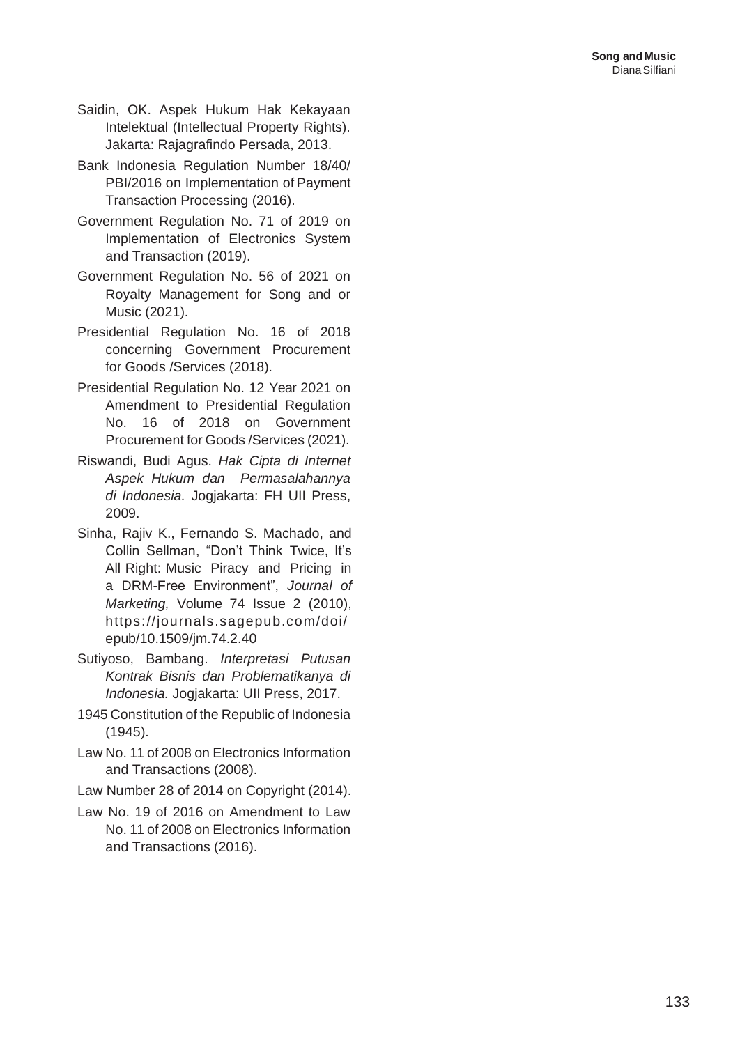Saidin, OK. Aspek Hukum Hak Kekayaan Intelektual (Intellectual Property Rights). Jakarta: Rajagrafindo Persada, 2013.

Bank Indonesia Regulation Number 18/40/ PBI/2016 on Implementation of Payment Transaction Processing (2016).

Government Regulation No. 71 of 2019 on Implementation of Electronics System and Transaction (2019).

Government Regulation No. 56 of 2021 on Royalty Management for Song and or Music (2021).

Presidential Regulation No. 16 of 2018 concerning Government Procurement for Goods /Services (2018).

Presidential Regulation No. 12 Year 2021 on Amendment to Presidential Regulation No. 16 of 2018 on Government Procurement for Goods /Services (2021).

Riswandi, Budi Agus. *Hak Cipta di Internet Aspek Hukum dan Permasalahannya di Indonesia.* Jogjakarta: FH UII Press, 2009.

Sinha, Rajiv K., Fernando S. Machado, and Collin Sellman, "Don't Think Twice, It's All Right: Music Piracy and Pricing in a DRM-Free Environment", *Journal of Marketing,* Volume 74 Issue 2 (2010), https://journals.sagepub.com/doi/epub/10.1509/jm.74.2.40

Sutiyoso, Bambang. *Interpretasi Putusan Kontrak Bisnis dan Problematikanya di Indonesia.* Jogjakarta: UII Press, 2017.

1945 Constitution of the Republic of Indonesia (1945).

Law No. 11 of 2008 on Electronics Information and Transactions (2008).

Law Number 28 of 2014 on Copyright (2014).

Law No. 19 of 2016 on Amendment to Law No. 11 of 2008 on Electronics Information and Transactions (2016).